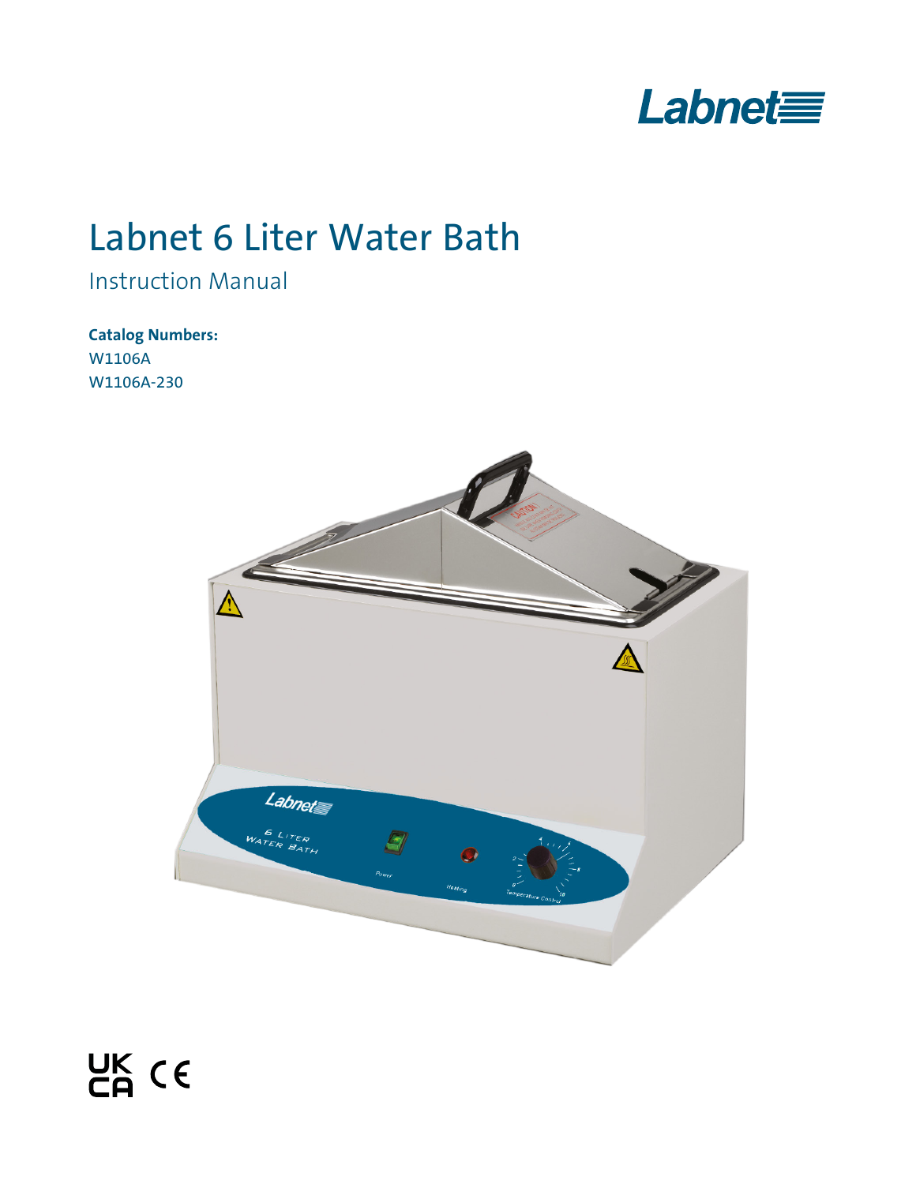Labnet

# Labnet 6 Liter Water Bath

Instruction Manual

**Catalog Numbers:**
W1106A
W1106A-230

UK CA CE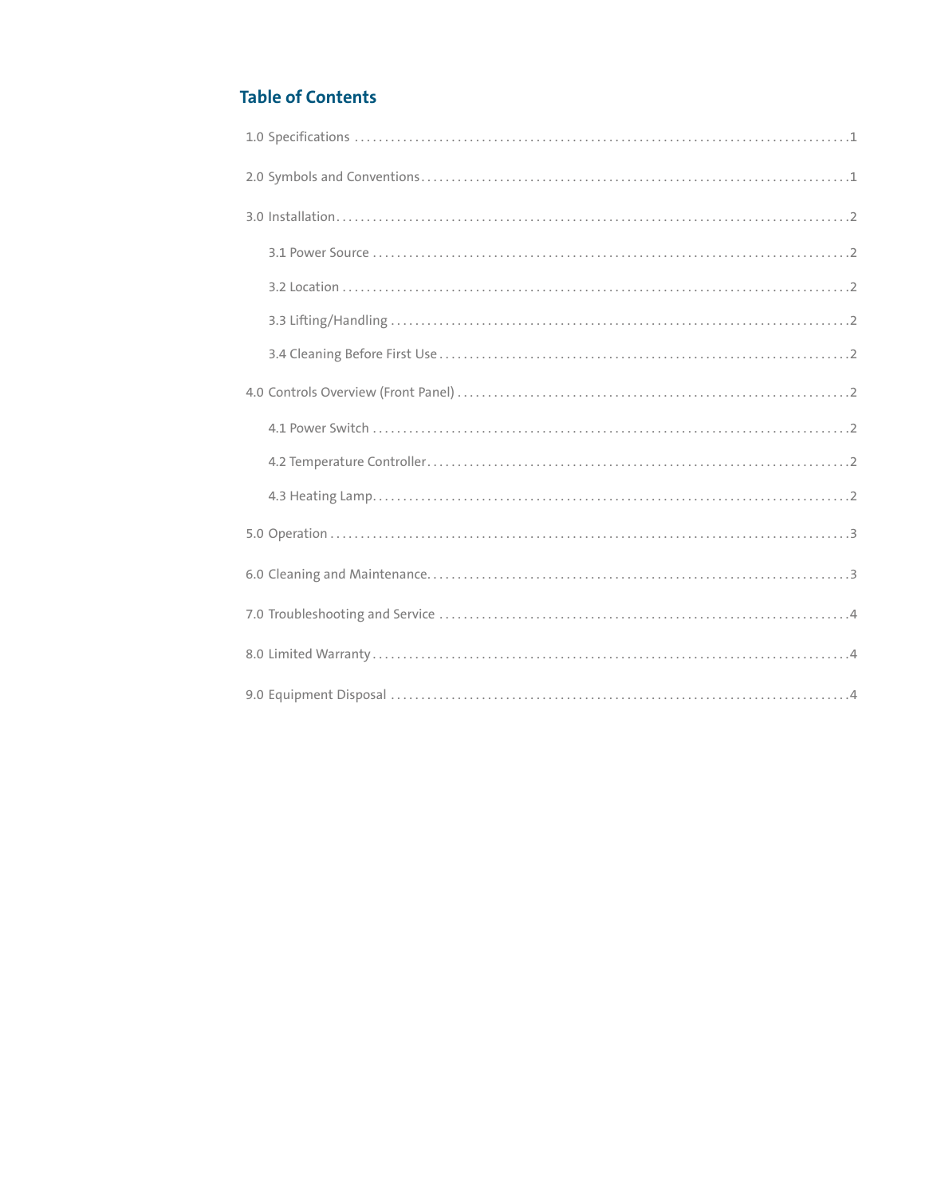## Table of Contents

1.0 Specifications ........ 1

2.0 Symbols and Conventions ........ 1

3.0 Installation ........ 2

- 3.1 Power Source ........ 2
- 3.2 Location ........ 2
- 3.3 Lifting/Handling ........ 2
- 3.4 Cleaning Before First Use ........ 2

4.0 Controls Overview (Front Panel) ........ 2

- 4.1 Power Switch ........ 2
- 4.2 Temperature Controller ........ 2
- 4.3 Heating Lamp ........ 2

5.0 Operation ........ 3

6.0 Cleaning and Maintenance ........ 3

7.0 Troubleshooting and Service ........ 4

8.0 Limited Warranty ........ 4

9.0 Equipment Disposal ........ 4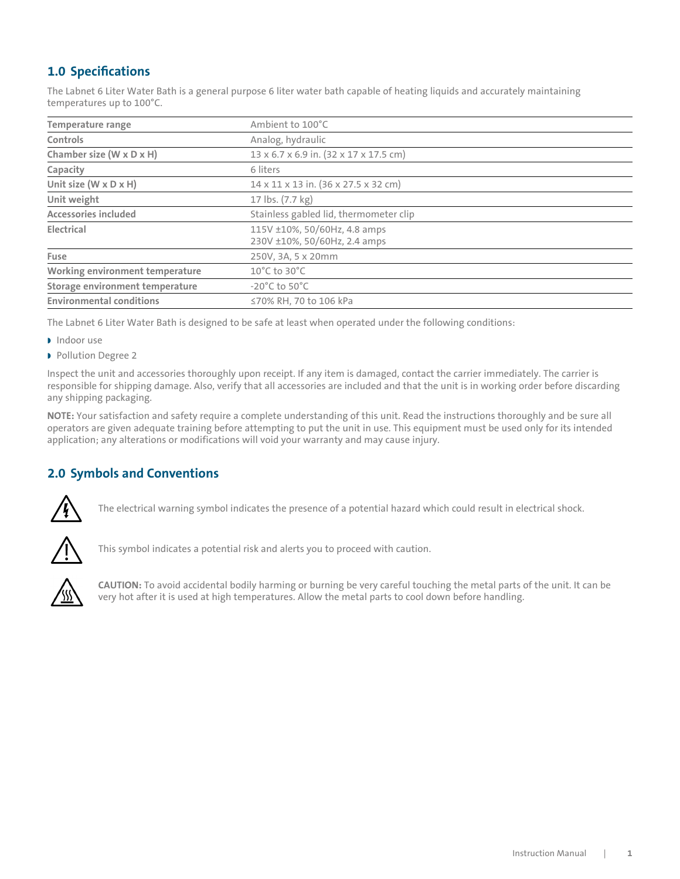## 1.0 Specifications

The Labnet 6 Liter Water Bath is a general purpose 6 liter water bath capable of heating liquids and accurately maintaining temperatures up to 100°C.

| | |
|---|---|
| **Temperature range** | Ambient to 100°C |
| **Controls** | Analog, hydraulic |
| **Chamber size (W x D x H)** | 13 x 6.7 x 6.9 in. (32 x 17 x 17.5 cm) |
| **Capacity** | 6 liters |
| **Unit size (W x D x H)** | 14 x 11 x 13 in. (36 x 27.5 x 32 cm) |
| **Unit weight** | 17 lbs. (7.7 kg) |
| **Accessories included** | Stainless gabled lid, thermometer clip |
| **Electrical** | 115V ±10%, 50/60Hz, 4.8 amps<br>230V ±10%, 50/60Hz, 2.4 amps |
| **Fuse** | 250V, 3A, 5 x 20mm |
| **Working environment temperature** | 10°C to 30°C |
| **Storage environment temperature** | -20°C to 50°C |
| **Environmental conditions** | ≤70% RH, 70 to 106 kPa |

The Labnet 6 Liter Water Bath is designed to be safe at least when operated under the following conditions:

- Indoor use
- Pollution Degree 2

Inspect the unit and accessories thoroughly upon receipt. If any item is damaged, contact the carrier immediately. The carrier is responsible for shipping damage. Also, verify that all accessories are included and that the unit is in working order before discarding any shipping packaging.

**NOTE:** Your satisfaction and safety require a complete understanding of this unit. Read the instructions thoroughly and be sure all operators are given adequate training before attempting to put the unit in use. This equipment must be used only for its intended application; any alterations or modifications will void your warranty and may cause injury.

## 2.0 Symbols and Conventions

The electrical warning symbol indicates the presence of a potential hazard which could result in electrical shock.

This symbol indicates a potential risk and alerts you to proceed with caution.

**CAUTION:** To avoid accidental bodily harming or burning be very careful touching the metal parts of the unit. It can be very hot after it is used at high temperatures. Allow the metal parts to cool down before handling.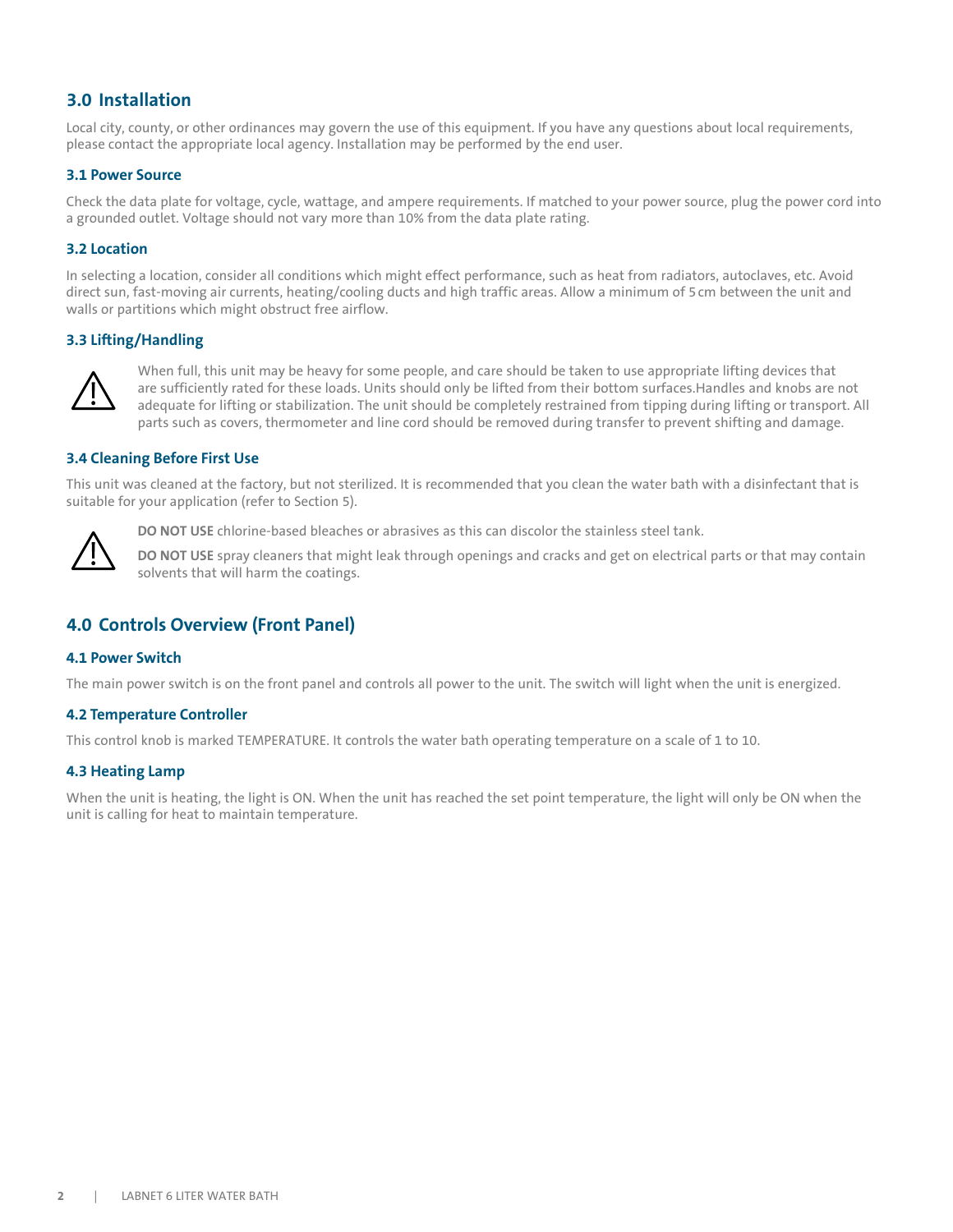## 3.0 Installation

Local city, county, or other ordinances may govern the use of this equipment. If you have any questions about local requirements, please contact the appropriate local agency. Installation may be performed by the end user.

### 3.1 Power Source

Check the data plate for voltage, cycle, wattage, and ampere requirements. If matched to your power source, plug the power cord into a grounded outlet. Voltage should not vary more than 10% from the data plate rating.

### 3.2 Location

In selecting a location, consider all conditions which might effect performance, such as heat from radiators, autoclaves, etc. Avoid direct sun, fast-moving air currents, heating/cooling ducts and high traffic areas. Allow a minimum of 5 cm between the unit and walls or partitions which might obstruct free airflow.

### 3.3 Lifting/Handling

⚠ When full, this unit may be heavy for some people, and care should be taken to use appropriate lifting devices that are sufficiently rated for these loads. Units should only be lifted from their bottom surfaces.Handles and knobs are not adequate for lifting or stabilization. The unit should be completely restrained from tipping during lifting or transport. All parts such as covers, thermometer and line cord should be removed during transfer to prevent shifting and damage.

### 3.4 Cleaning Before First Use

This unit was cleaned at the factory, but not sterilized. It is recommended that you clean the water bath with a disinfectant that is suitable for your application (refer to Section 5).

⚠ **DO NOT USE** chlorine-based bleaches or abrasives as this can discolor the stainless steel tank.

**DO NOT USE** spray cleaners that might leak through openings and cracks and get on electrical parts or that may contain solvents that will harm the coatings.

## 4.0 Controls Overview (Front Panel)

### 4.1 Power Switch

The main power switch is on the front panel and controls all power to the unit. The switch will light when the unit is energized.

### 4.2 Temperature Controller

This control knob is marked TEMPERATURE. It controls the water bath operating temperature on a scale of 1 to 10.

### 4.3 Heating Lamp

When the unit is heating, the light is ON. When the unit has reached the set point temperature, the light will only be ON when the unit is calling for heat to maintain temperature.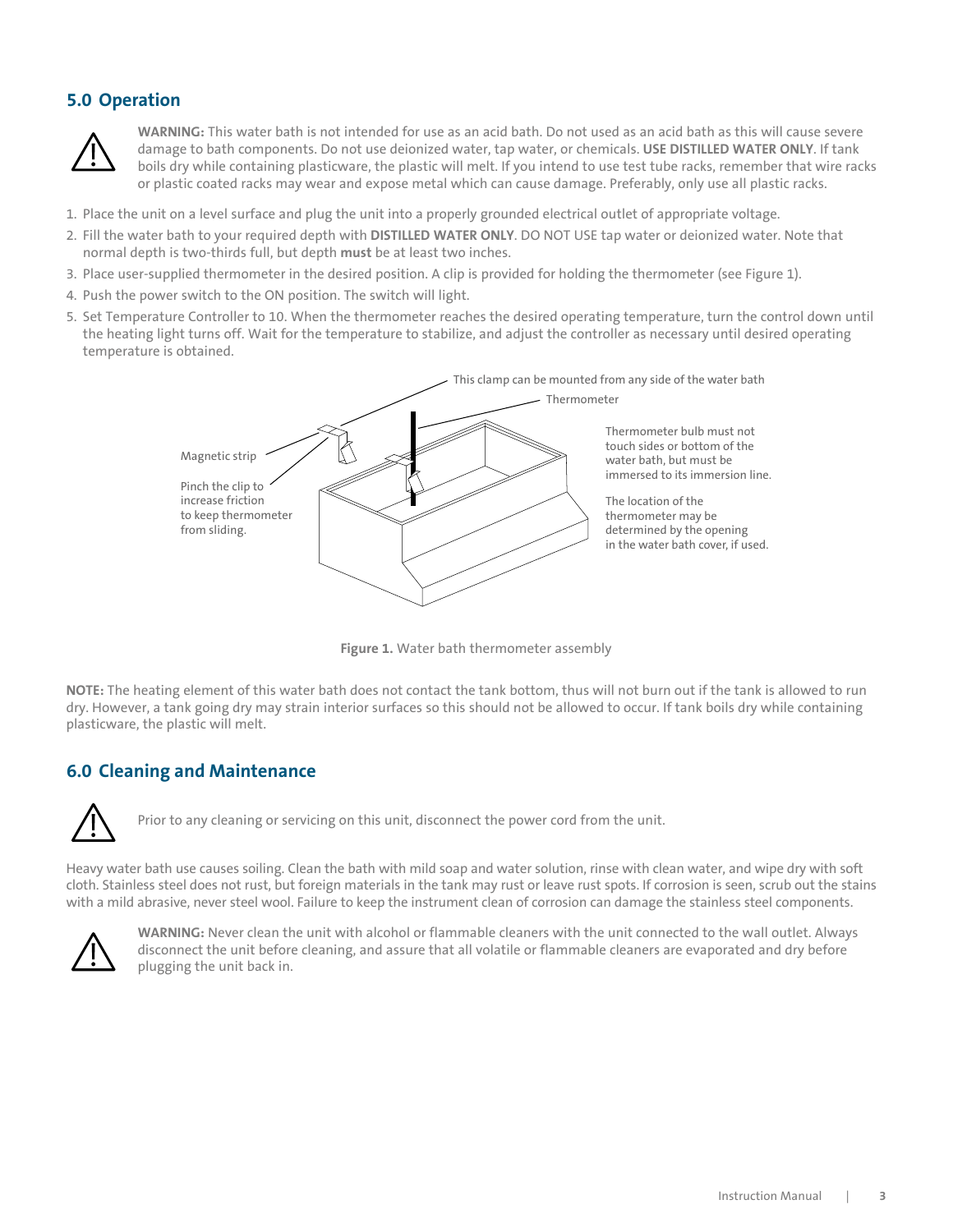## 5.0 Operation

**WARNING:** This water bath is not intended for use as an acid bath. Do not used as an acid bath as this will cause severe damage to bath components. Do not use deionized water, tap water, or chemicals. **USE DISTILLED WATER ONLY**. If tank boils dry while containing plasticware, the plastic will melt. If you intend to use test tube racks, remember that wire racks or plastic coated racks may wear and expose metal which can cause damage. Preferably, only use all plastic racks.

1. Place the unit on a level surface and plug the unit into a properly grounded electrical outlet of appropriate voltage.
2. Fill the water bath to your required depth with **DISTILLED WATER ONLY**. DO NOT USE tap water or deionized water. Note that normal depth is two-thirds full, but depth **must** be at least two inches.
3. Place user-supplied thermometer in the desired position. A clip is provided for holding the thermometer (see Figure 1).
4. Push the power switch to the ON position. The switch will light.
5. Set Temperature Controller to 10. When the thermometer reaches the desired operating temperature, turn the control down until the heating light turns off. Wait for the temperature to stabilize, and adjust the controller as necessary until desired operating temperature is obtained.

This clamp can be mounted from any side of the water bath

Thermometer

Magnetic strip

Pinch the clip to increase friction to keep thermometer from sliding.

Thermometer bulb must not touch sides or bottom of the water bath, but must be immersed to its immersion line.

The location of the thermometer may be determined by the opening in the water bath cover, if used.

**Figure 1.** Water bath thermometer assembly

**NOTE:** The heating element of this water bath does not contact the tank bottom, thus will not burn out if the tank is allowed to run dry. However, a tank going dry may strain interior surfaces so this should not be allowed to occur. If tank boils dry while containing plasticware, the plastic will melt.

## 6.0 Cleaning and Maintenance

Prior to any cleaning or servicing on this unit, disconnect the power cord from the unit.

Heavy water bath use causes soiling. Clean the bath with mild soap and water solution, rinse with clean water, and wipe dry with soft cloth. Stainless steel does not rust, but foreign materials in the tank may rust or leave rust spots. If corrosion is seen, scrub out the stains with a mild abrasive, never steel wool. Failure to keep the instrument clean of corrosion can damage the stainless steel components.

**WARNING:** Never clean the unit with alcohol or flammable cleaners with the unit connected to the wall outlet. Always disconnect the unit before cleaning, and assure that all volatile or flammable cleaners are evaporated and dry before plugging the unit back in.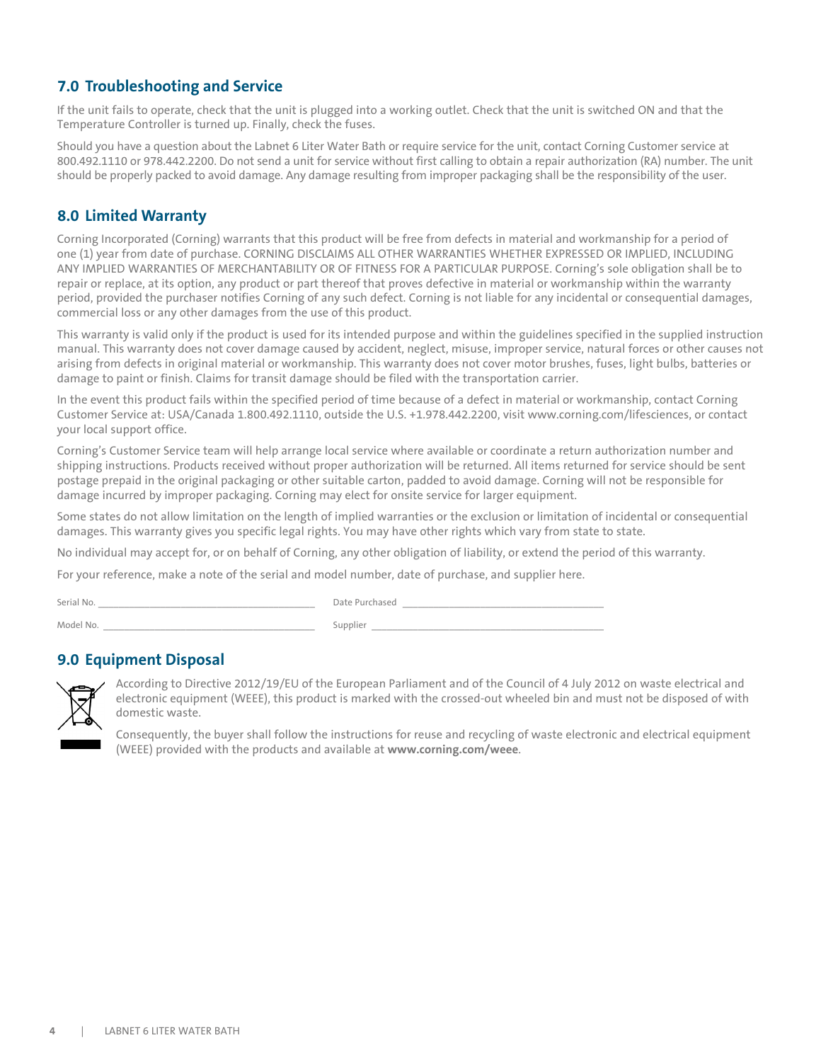## 7.0 Troubleshooting and Service

If the unit fails to operate, check that the unit is plugged into a working outlet. Check that the unit is switched ON and that the Temperature Controller is turned up. Finally, check the fuses.

Should you have a question about the Labnet 6 Liter Water Bath or require service for the unit, contact Corning Customer service at 800.492.1110 or 978.442.2200. Do not send a unit for service without first calling to obtain a repair authorization (RA) number. The unit should be properly packed to avoid damage. Any damage resulting from improper packaging shall be the responsibility of the user.

## 8.0 Limited Warranty

Corning Incorporated (Corning) warrants that this product will be free from defects in material and workmanship for a period of one (1) year from date of purchase. CORNING DISCLAIMS ALL OTHER WARRANTIES WHETHER EXPRESSED OR IMPLIED, INCLUDING ANY IMPLIED WARRANTIES OF MERCHANTABILITY OR OF FITNESS FOR A PARTICULAR PURPOSE. Corning's sole obligation shall be to repair or replace, at its option, any product or part thereof that proves defective in material or workmanship within the warranty period, provided the purchaser notifies Corning of any such defect. Corning is not liable for any incidental or consequential damages, commercial loss or any other damages from the use of this product.

This warranty is valid only if the product is used for its intended purpose and within the guidelines specified in the supplied instruction manual. This warranty does not cover damage caused by accident, neglect, misuse, improper service, natural forces or other causes not arising from defects in original material or workmanship. This warranty does not cover motor brushes, fuses, light bulbs, batteries or damage to paint or finish. Claims for transit damage should be filed with the transportation carrier.

In the event this product fails within the specified period of time because of a defect in material or workmanship, contact Corning Customer Service at: USA/Canada 1.800.492.1110, outside the U.S. +1.978.442.2200, visit www.corning.com/lifesciences, or contact your local support office.

Corning's Customer Service team will help arrange local service where available or coordinate a return authorization number and shipping instructions. Products received without proper authorization will be returned. All items returned for service should be sent postage prepaid in the original packaging or other suitable carton, padded to avoid damage. Corning will not be responsible for damage incurred by improper packaging. Corning may elect for onsite service for larger equipment.

Some states do not allow limitation on the length of implied warranties or the exclusion or limitation of incidental or consequential damages. This warranty gives you specific legal rights. You may have other rights which vary from state to state.

No individual may accept for, or on behalf of Corning, any other obligation of liability, or extend the period of this warranty.

For your reference, make a note of the serial and model number, date of purchase, and supplier here.

Serial No. ______________________________ Date Purchased ______________________________

Model No. ______________________________ Supplier ______________________________

## 9.0 Equipment Disposal

According to Directive 2012/19/EU of the European Parliament and of the Council of 4 July 2012 on waste electrical and electronic equipment (WEEE), this product is marked with the crossed-out wheeled bin and must not be disposed of with domestic waste.

Consequently, the buyer shall follow the instructions for reuse and recycling of waste electronic and electrical equipment (WEEE) provided with the products and available at **www.corning.com/weee**.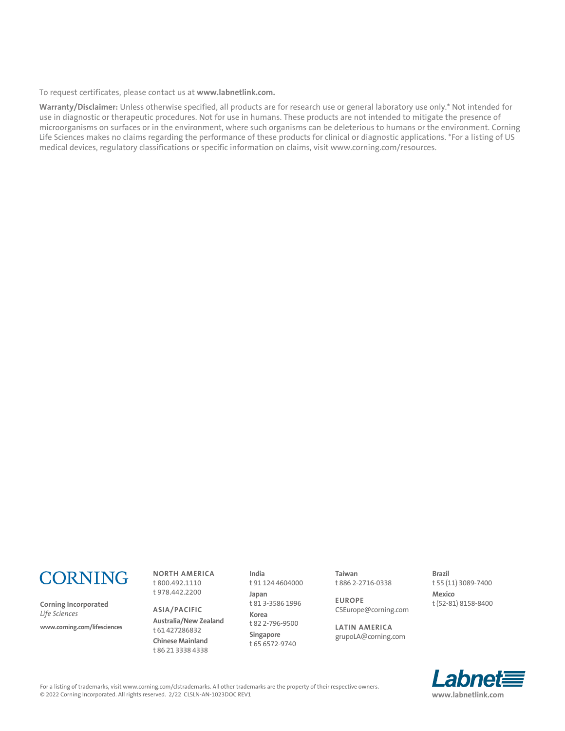To request certificates, please contact us at **www.labnetlink.com.**

**Warranty/Disclaimer:** Unless otherwise specified, all products are for research use or general laboratory use only.* Not intended for use in diagnostic or therapeutic procedures. Not for use in humans. These products are not intended to mitigate the presence of microorganisms on surfaces or in the environment, where such organisms can be deleterious to humans or the environment. Corning Life Sciences makes no claims regarding the performance of these products for clinical or diagnostic applications. *For a listing of US medical devices, regulatory classifications or specific information on claims, visit www.corning.com/resources.

CORNING

**Corning Incorporated**
*Life Sciences*

**www.corning.com/lifesciences**

**NORTH AMERICA**
t 800.492.1110
t 978.442.2200

**ASIA/PACIFIC**

**Australia/New Zealand**
t 61 427286832

**Chinese Mainland**
t 86 21 3338 4338

**India**
t 91 124 4604000

**Japan**
t 81 3-3586 1996

**Korea**
t 82 2-796-9500

**Singapore**
t 65 6572-9740

**Taiwan**
t 886 2-2716-0338

**EUROPE**
CSEurope@corning.com

**LATIN AMERICA**
grupoLA@corning.com

**Brazil**
t 55 (11) 3089-7400

**Mexico**
t (52-81) 8158-8400

Labnet
**www.labnetlink.com**

For a listing of trademarks, visit www.corning.com/clstrademarks. All other trademarks are the property of their respective owners.
© 2022 Corning Incorporated. All rights reserved. 2/22 CLSLN-AN-1023DOC REV1